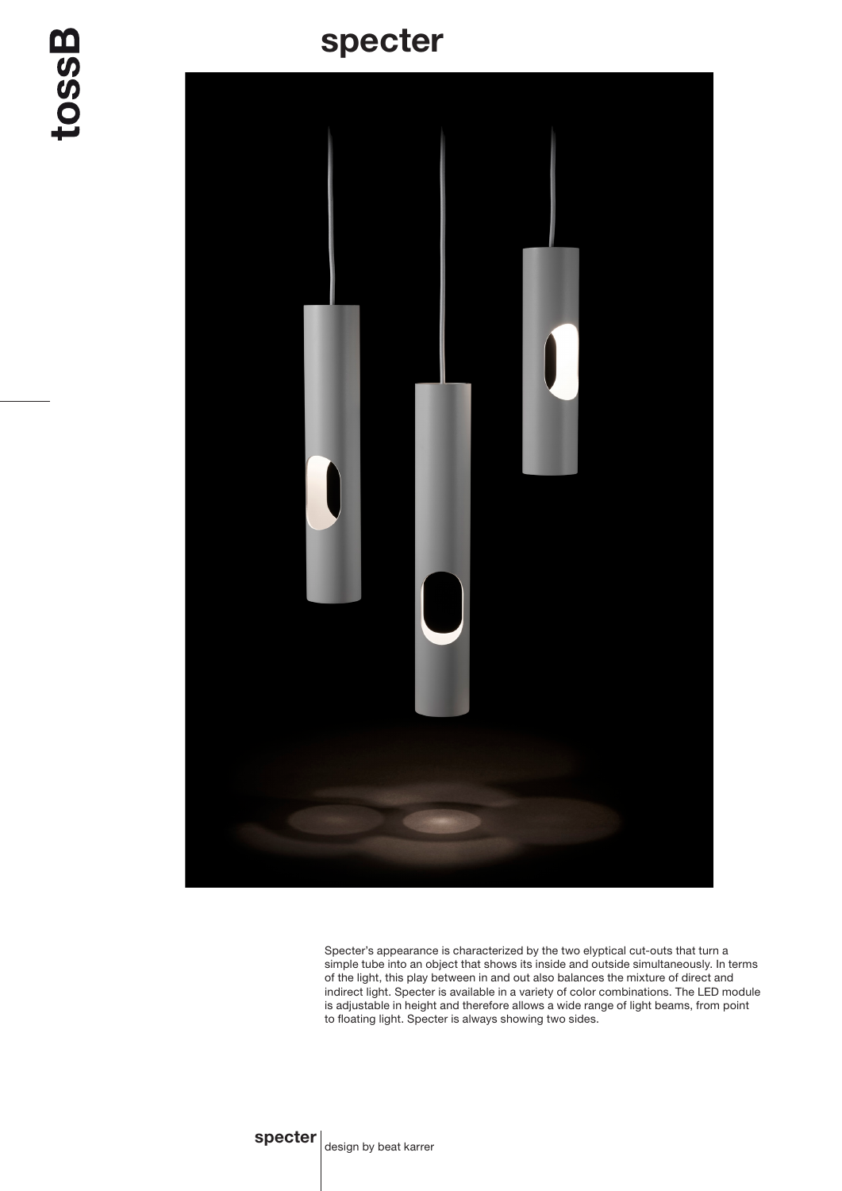# specter

Specter's appearance is characterized by the two elyptical cut-outs that turn a simple tube into an object that shows its inside and outside simultaneously. In terms of the light, this play between in and out also balances the mixture of direct and indirect light. Specter is available in a variety of color combinations. The LED module is adjustable in height and therefore allows a wide range of light beams, from point to floating light. Specter is always showing two sides.

**specter** | design by beat karrer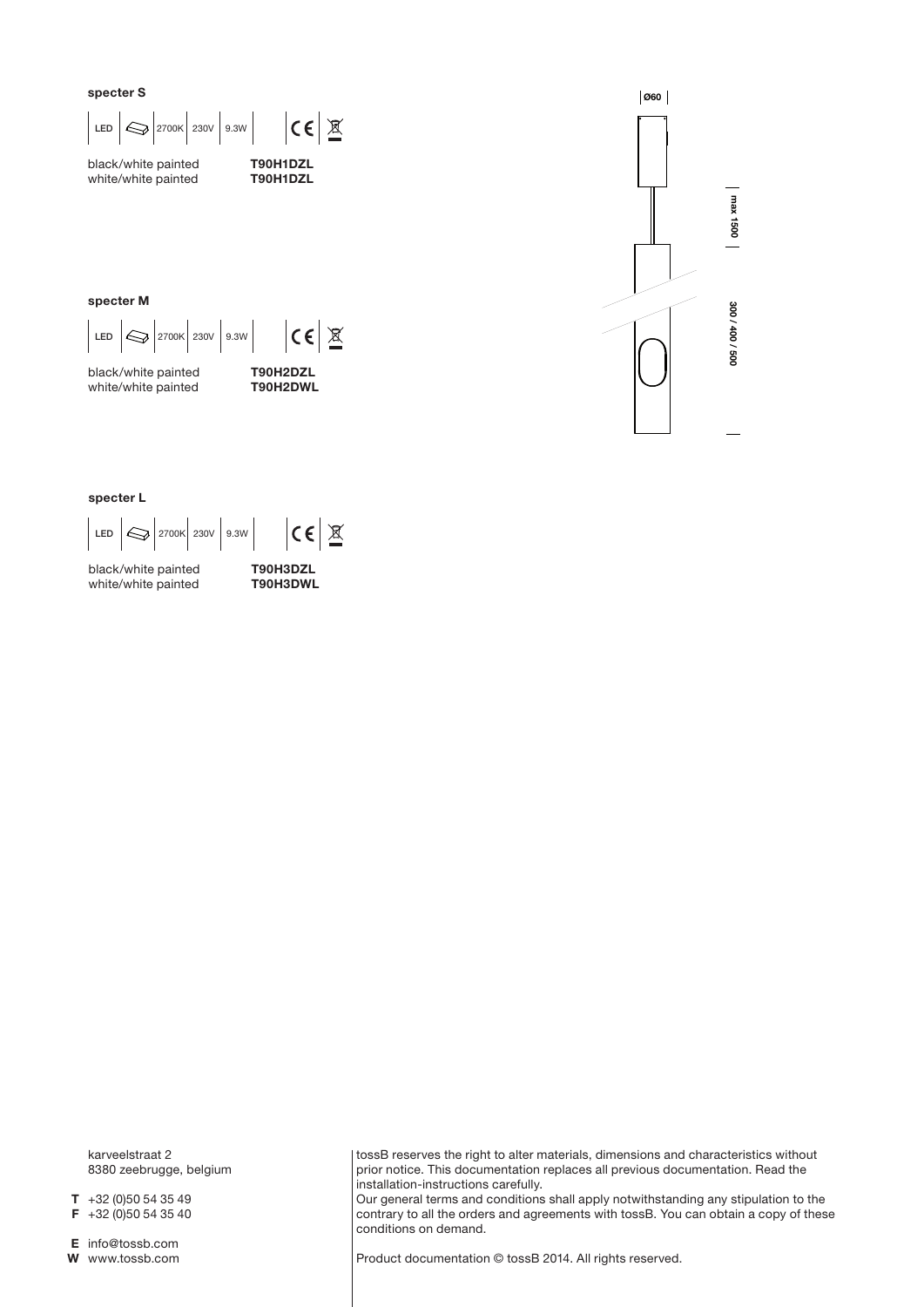### specter S

LED | 2700K | 230V | 9.3W

| | |
|---|---|
| black/white painted | **T90H1DZL** |
| white/white painted | **T90H1DZL** |

### specter M

LED | 2700K | 230V | 9.3W

| | |
|---|---|
| black/white painted | **T90H2DZL** |
| white/white painted | **T90H2DWL** |

### specter L

LED | 2700K | 230V | 9.3W

| | |
|---|---|
| black/white painted | **T90H3DZL** |
| white/white painted | **T90H3DWL** |

Ø60

max 1500

300 / 400 / 500

karveelstraat 2
8380 zeebrugge, belgium

**T** +32 (0)50 54 35 49
**F** +32 (0)50 54 35 40

**E** info@tossb.com
**W** www.tossb.com

tossB reserves the right to alter materials, dimensions and characteristics without prior notice. This documentation replaces all previous documentation. Read the installation-instructions carefully.
Our general terms and conditions shall apply notwithstanding any stipulation to the contrary to all the orders and agreements with tossB. You can obtain a copy of these conditions on demand.

Product documentation © tossB 2014. All rights reserved.